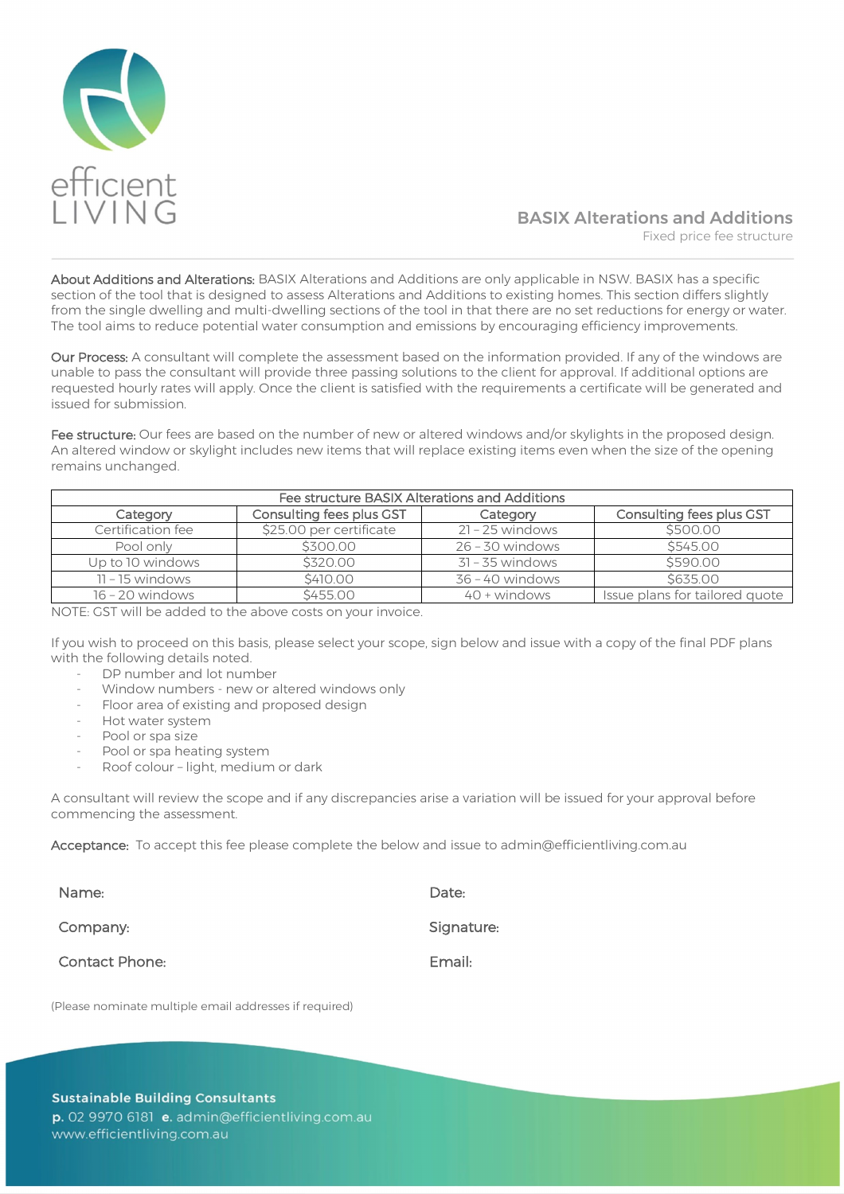efficient LIVING

# BASIX Alterations and Additions

Fixed price fee structure

**About Additions and Alterations:** BASIX Alterations and Additions are only applicable in NSW. BASIX has a specific section of the tool that is designed to assess Alterations and Additions to existing homes. This section differs slightly from the single dwelling and multi-dwelling sections of the tool in that there are no set reductions for energy or water. The tool aims to reduce potential water consumption and emissions by encouraging efficiency improvements.

**Our Process:** A consultant will complete the assessment based on the information provided. If any of the windows are unable to pass the consultant will provide three passing solutions to the client for approval. If additional options are requested hourly rates will apply. Once the client is satisfied with the requirements a certificate will be generated and issued for submission.

**Fee structure:** Our fees are based on the number of new or altered windows and/or skylights in the proposed design. An altered window or skylight includes new items that will replace existing items even when the size of the opening remains unchanged.

| Fee structure BASIX Alterations and Additions | | | |
|---|---|---|---|
| Category | Consulting fees plus GST | Category | Consulting fees plus GST |
| Certification fee | $25.00 per certificate | 21 – 25 windows | $500.00 |
| Pool only | $300.00 | 26 – 30 windows | $545.00 |
| Up to 10 windows | $320.00 | 31 – 35 windows | $590.00 |
| 11 – 15 windows | $410.00 | 36 – 40 windows | $635.00 |
| 16 – 20 windows | $455.00 | 40 + windows | Issue plans for tailored quote |

NOTE: GST will be added to the above costs on your invoice.

If you wish to proceed on this basis, please select your scope, sign below and issue with a copy of the final PDF plans with the following details noted.

- DP number and lot number
- Window numbers - new or altered windows only
- Floor area of existing and proposed design
- Hot water system
- Pool or spa size
- Pool or spa heating system
- Roof colour – light, medium or dark

A consultant will review the scope and if any discrepancies arise a variation will be issued for your approval before commencing the assessment.

**Acceptance:** To accept this fee please complete the below and issue to admin@efficientliving.com.au

Name:

Date:

Company:

Signature:

Contact Phone:

Email:

(Please nominate multiple email addresses if required)

**Sustainable Building Consultants**
**p.** 02 9970 6181 **e.** admin@efficientliving.com.au
www.efficientliving.com.au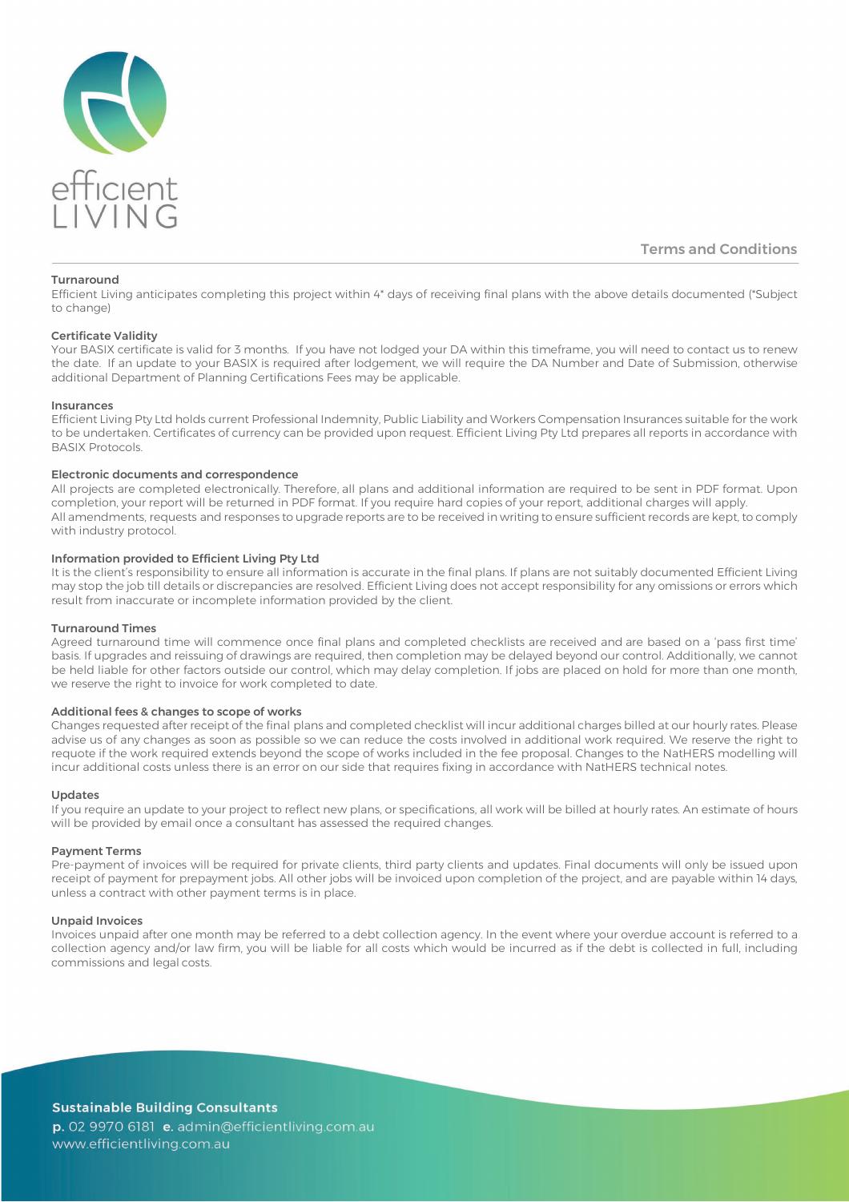efficient
LIVING

## Terms and Conditions

### Turnaround

Efficient Living anticipates completing this project within 4* days of receiving final plans with the above details documented (*Subject to change)

### Certificate Validity

Your BASIX certificate is valid for 3 months. If you have not lodged your DA within this timeframe, you will need to contact us to renew the date. If an update to your BASIX is required after lodgement, we will require the DA Number and Date of Submission, otherwise additional Department of Planning Certifications Fees may be applicable.

### Insurances

Efficient Living Pty Ltd holds current Professional Indemnity, Public Liability and Workers Compensation Insurances suitable for the work to be undertaken. Certificates of currency can be provided upon request. Efficient Living Pty Ltd prepares all reports in accordance with BASIX Protocols.

### Electronic documents and correspondence

All projects are completed electronically. Therefore, all plans and additional information are required to be sent in PDF format. Upon completion, your report will be returned in PDF format. If you require hard copies of your report, additional charges will apply.
All amendments, requests and responses to upgrade reports are to be received in writing to ensure sufficient records are kept, to comply with industry protocol.

### Information provided to Efficient Living Pty Ltd

It is the client's responsibility to ensure all information is accurate in the final plans. If plans are not suitably documented Efficient Living may stop the job till details or discrepancies are resolved. Efficient Living does not accept responsibility for any omissions or errors which result from inaccurate or incomplete information provided by the client.

### Turnaround Times

Agreed turnaround time will commence once final plans and completed checklists are received and are based on a 'pass first time' basis. If upgrades and reissuing of drawings are required, then completion may be delayed beyond our control. Additionally, we cannot be held liable for other factors outside our control, which may delay completion. If jobs are placed on hold for more than one month, we reserve the right to invoice for work completed to date.

### Additional fees & changes to scope of works

Changes requested after receipt of the final plans and completed checklist will incur additional charges billed at our hourly rates. Please advise us of any changes as soon as possible so we can reduce the costs involved in additional work required. We reserve the right to requote if the work required extends beyond the scope of works included in the fee proposal. Changes to the NatHERS modelling will incur additional costs unless there is an error on our side that requires fixing in accordance with NatHERS technical notes.

### Updates

If you require an update to your project to reflect new plans, or specifications, all work will be billed at hourly rates. An estimate of hours will be provided by email once a consultant has assessed the required changes.

### Payment Terms

Pre-payment of invoices will be required for private clients, third party clients and updates. Final documents will only be issued upon receipt of payment for prepayment jobs. All other jobs will be invoiced upon completion of the project, and are payable within 14 days, unless a contract with other payment terms is in place.

### Unpaid Invoices

Invoices unpaid after one month may be referred to a debt collection agency. In the event where your overdue account is referred to a collection agency and/or law firm, you will be liable for all costs which would be incurred as if the debt is collected in full, including commissions and legal costs.

**Sustainable Building Consultants**
**p.** 02 9970 6181 **e.** admin@efficientliving.com.au
www.efficientliving.com.au